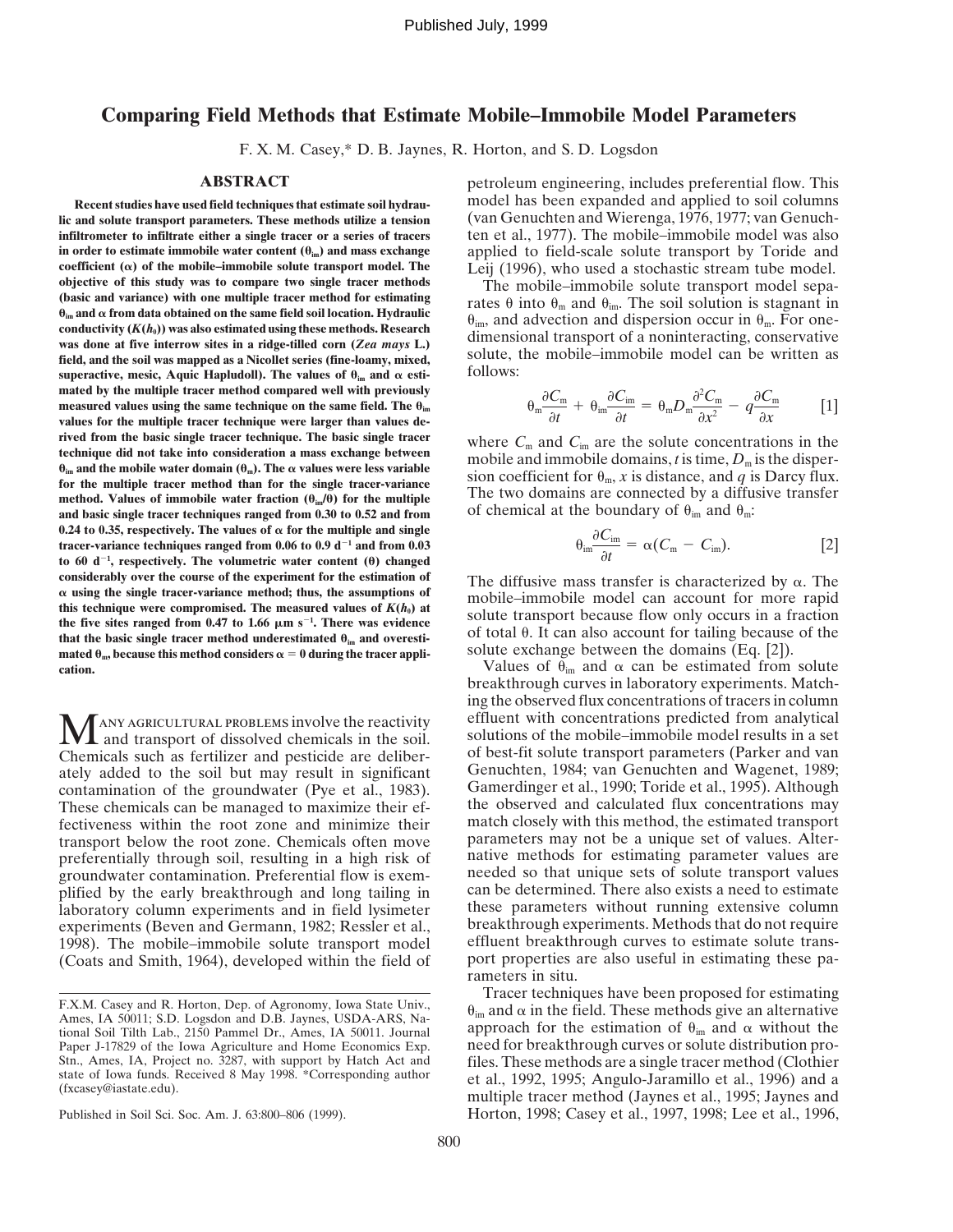Published July, 1999

# Comparing Field Methods that Estimate Mobile–Immobile Model Parameters

F. X. M. Casey,* D. B. Jaynes, R. Horton, and S. D. Logsdon

## ABSTRACT

**Recent studies have used field techniques that estimate soil hydraulic and solute transport parameters. These methods utilize a tension infiltrometer to infiltrate either a single tracer or a series of tracers in order to estimate immobile water content ($\theta_{im}$) and mass exchange coefficient ($\alpha$) of the mobile–immobile solute transport model. The objective of this study was to compare two single tracer methods (basic and variance) with one multiple tracer method for estimating $\theta_{im}$ and $\alpha$ from data obtained on the same field soil location. Hydraulic conductivity ($K(h_0)$) was also estimated using these methods. Research was done at five interrow sites in a ridge-tilled corn (*Zea mays* L.) field, and the soil was mapped as a Nicollet series (fine-loamy, mixed, superactive, mesic, Aquic Hapludoll). The values of $\theta_{im}$ and $\alpha$ estimated by the multiple tracer method compared well with previously measured values using the same technique on the same field. The $\theta_{im}$ values for the multiple tracer technique were larger than values derived from the basic single tracer technique. The basic single tracer technique did not take into consideration a mass exchange between $\theta_{im}$ and the mobile water domain ($\theta_m$). The $\alpha$ values were less variable for the multiple tracer method than for the single tracer-variance method. Values of immobile water fraction ($\theta_{im}/\theta$) for the multiple and basic single tracer techniques ranged from 0.30 to 0.52 and from 0.24 to 0.35, respectively. The values of $\alpha$ for the multiple and single tracer-variance techniques ranged from 0.06 to 0.9 $d^{-1}$ and from 0.03 to 60 $d^{-1}$, respectively. The volumetric water content ($\theta$) changed considerably over the course of the experiment for the estimation of $\alpha$ using the single tracer-variance method; thus, the assumptions of this technique were compromised. The measured values of $K(h_0)$ at the five sites ranged from 0.47 to 1.66 $\mu m\ s^{-1}$. There was evidence that the basic single tracer method underestimated $\theta_{im}$ and overestimated $\theta_m$, because this method considers $\alpha = 0$ during the tracer application.**

Many agricultural problems involve the reactivity and transport of dissolved chemicals in the soil. Chemicals such as fertilizer and pesticide are deliberately added to the soil but may result in significant contamination of the groundwater (Pye et al., 1983). These chemicals can be managed to maximize their effectiveness within the root zone and minimize their transport below the root zone. Chemicals often move preferentially through soil, resulting in a high risk of groundwater contamination. Preferential flow is exemplified by the early breakthrough and long tailing in laboratory column experiments and in field lysimeter experiments (Beven and Germann, 1982; Ressler et al., 1998). The mobile–immobile solute transport model (Coats and Smith, 1964), developed within the field of petroleum engineering, includes preferential flow. This model has been expanded and applied to soil columns (van Genuchten and Wierenga, 1976, 1977; van Genuchten et al., 1977). The mobile–immobile model was also applied to field-scale solute transport by Toride and Leij (1996), who used a stochastic stream tube model.

The mobile–immobile solute transport model separates $\theta$ into $\theta_m$ and $\theta_{im}$. The soil solution is stagnant in $\theta_{im}$, and advection and dispersion occur in $\theta_m$. For one-dimensional transport of a noninteracting, conservative solute, the mobile–immobile model can be written as follows:

$$\theta_m \frac{\partial C_m}{\partial t} + \theta_{im} \frac{\partial C_{im}}{\partial t} = \theta_m D_m \frac{\partial^2 C_m}{\partial x^2} - q \frac{\partial C_m}{\partial x} \qquad [1]$$

where $C_m$ and $C_{im}$ are the solute concentrations in the mobile and immobile domains, $t$ is time, $D_m$ is the dispersion coefficient for $\theta_m$, $x$ is distance, and $q$ is Darcy flux. The two domains are connected by a diffusive transfer of chemical at the boundary of $\theta_{im}$ and $\theta_m$:

$$\theta_{im} \frac{\partial C_{im}}{\partial t} = \alpha (C_m - C_{im}). \qquad [2]$$

The diffusive mass transfer is characterized by $\alpha$. The mobile–immobile model can account for more rapid solute transport because flow only occurs in a fraction of total $\theta$. It can also account for tailing because of the solute exchange between the domains (Eq. [2]).

Values of $\theta_{im}$ and $\alpha$ can be estimated from solute breakthrough curves in laboratory experiments. Matching the observed flux concentrations of tracers in column effluent with concentrations predicted from analytical solutions of the mobile–immobile model results in a set of best-fit solute transport parameters (Parker and van Genuchten, 1984; van Genuchten and Wagenet, 1989; Gamerdinger et al., 1990; Toride et al., 1995). Although the observed and calculated flux concentrations may match closely with this method, the estimated transport parameters may not be a unique set of values. Alternative methods for estimating parameter values are needed so that unique sets of solute transport values can be determined. There also exists a need to estimate these parameters without running extensive column breakthrough experiments. Methods that do not require effluent breakthrough curves to estimate solute transport properties are also useful in estimating these parameters in situ.

Tracer techniques have been proposed for estimating $\theta_{im}$ and $\alpha$ in the field. These methods give an alternative approach for the estimation of $\theta_{im}$ and $\alpha$ without the need for breakthrough curves or solute distribution profiles. These methods are a single tracer method (Clothier et al., 1992, 1995; Angulo-Jaramillo et al., 1996) and a multiple tracer method (Jaynes et al., 1995; Jaynes and Horton, 1998; Casey et al., 1997, 1998; Lee et al., 1996,

F.X.M. Casey and R. Horton, Dep. of Agronomy, Iowa State Univ., Ames, IA 50011; S.D. Logsdon and D.B. Jaynes, USDA-ARS, National Soil Tilth Lab., 2150 Pammel Dr., Ames, IA 50011. Journal Paper J-17829 of the Iowa Agriculture and Home Economics Exp. Stn., Ames, IA, Project no. 3287, with support by Hatch Act and state of Iowa funds. Received 8 May 1998. *Corresponding author (fxcasey@iastate.edu).

Published in Soil Sci. Soc. Am. J. 63:800–806 (1999).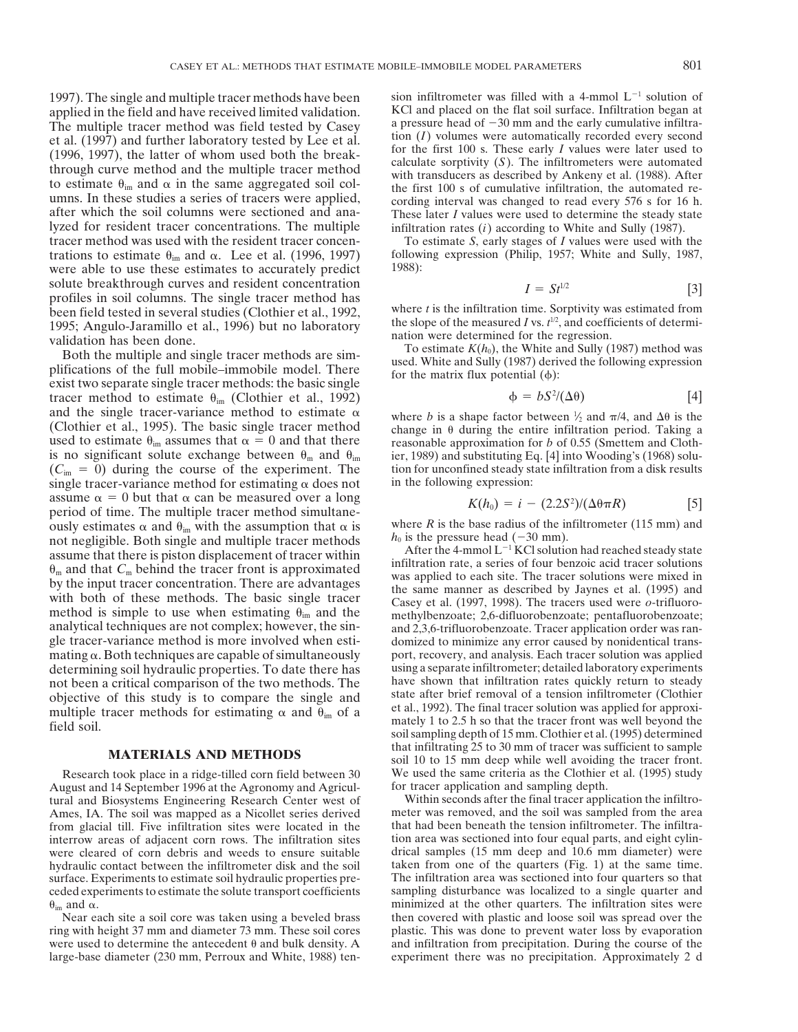1997). The single and multiple tracer methods have been applied in the field and have received limited validation. The multiple tracer method was field tested by Casey et al. (1997) and further laboratory tested by Lee et al. (1996, 1997), the latter of whom used both the breakthrough curve method and the multiple tracer method to estimate $\theta_{im}$ and $\alpha$ in the same aggregated soil columns. In these studies a series of tracers were applied, after which the soil columns were sectioned and analyzed for resident tracer concentrations. The multiple tracer method was used with the resident tracer concentrations to estimate $\theta_{im}$ and $\alpha$. Lee et al. (1996, 1997) were able to use these estimates to accurately predict solute breakthrough curves and resident concentration profiles in soil columns. The single tracer method has been field tested in several studies (Clothier et al., 1992, 1995; Angulo-Jaramillo et al., 1996) but no laboratory validation has been done.

Both the multiple and single tracer methods are simplifications of the full mobile–immobile model. There exist two separate single tracer methods: the basic single tracer method to estimate $\theta_{im}$ (Clothier et al., 1992) and the single tracer-variance method to estimate $\alpha$ (Clothier et al., 1995). The basic single tracer method used to estimate $\theta_{im}$ assumes that $\alpha = 0$ and that there is no significant solute exchange between $\theta_m$ and $\theta_{im}$ ($C_{im} = 0$) during the course of the experiment. The single tracer-variance method for estimating $\alpha$ does not assume $\alpha = 0$ but that $\alpha$ can be measured over a long period of time. The multiple tracer method simultaneously estimates $\alpha$ and $\theta_{im}$ with the assumption that $\alpha$ is not negligible. Both single and multiple tracer methods assume that there is piston displacement of tracer within $\theta_m$ and that $C_m$ behind the tracer front is approximated by the input tracer concentration. There are advantages with both of these methods. The basic single tracer method is simple to use when estimating $\theta_{im}$ and the analytical techniques are not complex; however, the single tracer-variance method is more involved when estimating $\alpha$. Both techniques are capable of simultaneously determining soil hydraulic properties. To date there has not been a critical comparison of the two methods. The objective of this study is to compare the single and multiple tracer methods for estimating $\alpha$ and $\theta_{im}$ of a field soil.

## MATERIALS AND METHODS

Research took place in a ridge-tilled corn field between 30 August and 14 September 1996 at the Agronomy and Agricultural and Biosystems Engineering Research Center west of Ames, IA. The soil was mapped as a Nicollet series derived from glacial till. Five infiltration sites were located in the interrow areas of adjacent corn rows. The infiltration sites were cleared of corn debris and weeds to ensure suitable hydraulic contact between the infiltrometer disk and the soil surface. Experiments to estimate soil hydraulic properties preceded experiments to estimate the solute transport coefficients $\theta_{im}$ and $\alpha$.

Near each site a soil core was taken using a beveled brass ring with height 37 mm and diameter 73 mm. These soil cores were used to determine the antecedent $\theta$ and bulk density. A large-base diameter (230 mm, Perroux and White, 1988) tension infiltrometer was filled with a 4-mmol $L^{-1}$ solution of KCl and placed on the flat soil surface. Infiltration began at a pressure head of −30 mm and the early cumulative infiltration ($I$) volumes were automatically recorded every second for the first 100 s. These early $I$ values were later used to calculate sorptivity ($S$). The infiltrometers were automated with transducers as described by Ankeny et al. (1988). After the first 100 s of cumulative infiltration, the automated recording interval was changed to read every 576 s for 16 h. These later $I$ values were used to determine the steady state infiltration rates ($i$) according to White and Sully (1987).

To estimate $S$, early stages of $I$ values were used with the following expression (Philip, 1957; White and Sully, 1987, 1988):

$$I = St^{1/2} \qquad [3]$$

where $t$ is the infiltration time. Sorptivity was estimated from the slope of the measured $I$ vs. $t^{1/2}$, and coefficients of determination were determined for the regression.

To estimate $K(h_0)$, the White and Sully (1987) method was used. White and Sully (1987) derived the following expression for the matrix flux potential ($\phi$):

$$\phi = bS^2/(\Delta\theta) \qquad [4]$$

where $b$ is a shape factor between ½ and $\pi/4$, and $\Delta\theta$ is the change in $\theta$ during the entire infiltration period. Taking a reasonable approximation for $b$ of 0.55 (Smettem and Clothier, 1989) and substituting Eq. [4] into Wooding's (1968) solution for unconfined steady state infiltration from a disk results in the following expression:

$$K(h_0) = i - (2.2S^2)/(\Delta\theta\pi R) \qquad [5]$$

where $R$ is the base radius of the infiltrometer (115 mm) and $h_0$ is the pressure head (−30 mm).

After the 4-mmol $L^{-1}$ KCl solution had reached steady state infiltration rate, a series of four benzoic acid tracer solutions was applied to each site. The tracer solutions were mixed in the same manner as described by Jaynes et al. (1995) and Casey et al. (1997, 1998). The tracers used were *o*-trifluoromethylbenzoate; 2,6-difluorobenzoate; pentafluorobenzoate; and 2,3,6-trifluorobenzoate. Tracer application order was randomized to minimize any error caused by nonidentical transport, recovery, and analysis. Each tracer solution was applied using a separate infiltrometer; detailed laboratory experiments have shown that infiltration rates quickly return to steady state after brief removal of a tension infiltrometer (Clothier et al., 1992). The final tracer solution was applied for approximately 1 to 2.5 h so that the tracer front was well beyond the soil sampling depth of 15 mm. Clothier et al. (1995) determined that infiltrating 25 to 30 mm of tracer was sufficient to sample soil 10 to 15 mm deep while well avoiding the tracer front. We used the same criteria as the Clothier et al. (1995) study for tracer application and sampling depth.

Within seconds after the final tracer application the infiltrometer was removed, and the soil was sampled from the area that had been beneath the tension infiltrometer. The infiltration area was sectioned into four equal parts, and eight cylindrical samples (15 mm deep and 10.6 mm diameter) were taken from one of the quarters (Fig. 1) at the same time. The infiltration area was sectioned into four quarters so that sampling disturbance was localized to a single quarter and minimized at the other quarters. The infiltration sites were then covered with plastic and loose soil was spread over the plastic. This was done to prevent water loss by evaporation and infiltration from precipitation. During the course of the experiment there was no precipitation. Approximately 2 d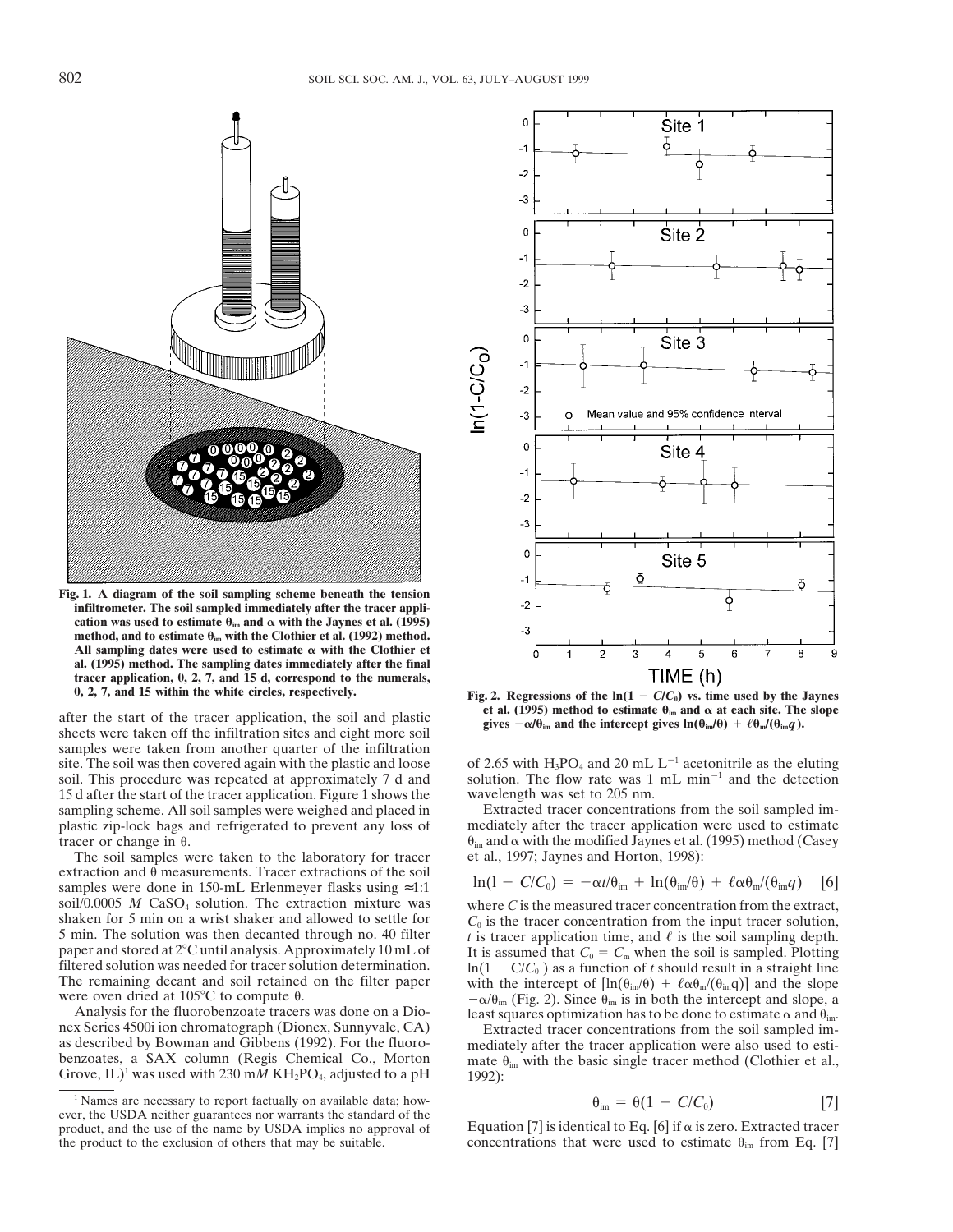Fig. 1. A diagram of the soil sampling scheme beneath the tension infiltrometer. The soil sampled immediately after the tracer application was used to estimate $\theta_{im}$ and $\alpha$ with the Jaynes et al. (1995) method, and to estimate $\theta_{im}$ with the Clothier et al. (1992) method. All sampling dates were used to estimate $\alpha$ with the Clothier et al. (1995) method. The sampling dates immediately after the final tracer application, 0, 2, 7, and 15 d, correspond to the numerals, 0, 2, 7, and 15 within the white circles, respectively.

after the start of the tracer application, the soil and plastic sheets were taken off the infiltration sites and eight more soil samples were taken from another quarter of the infiltration site. The soil was then covered again with the plastic and loose soil. This procedure was repeated at approximately 7 d and 15 d after the start of the tracer application. Figure 1 shows the sampling scheme. All soil samples were weighed and placed in plastic zip-lock bags and refrigerated to prevent any loss of tracer or change in $\theta$.

The soil samples were taken to the laboratory for tracer extraction and $\theta$ measurements. Tracer extractions of the soil samples were done in 150-mL Erlenmeyer flasks using ≈1:1 soil/0.0005 *M* $CaSO_4$ solution. The extraction mixture was shaken for 5 min on a wrist shaker and allowed to settle for 5 min. The solution was then decanted through no. 40 filter paper and stored at 2°C until analysis. Approximately 10 mL of filtered solution was needed for tracer solution determination. The remaining decant and soil retained on the filter paper were oven dried at 105°C to compute $\theta$.

Analysis for the fluorobenzoate tracers was done on a Dionex Series 4500i ion chromatograph (Dionex, Sunnyvale, CA) as described by Bowman and Gibbens (1992). For the fluorobenzoates, a SAX column (Regis Chemical Co., Morton Grove, IL)[1] was used with 230 m*M* $KH_2PO_4$, adjusted to a pH of 2.65 with $H_3PO_4$ and 20 mL $L^{-1}$ acetonitrile as the eluting solution. The flow rate was 1 mL $min^{-1}$ and the detection wavelength was set to 205 nm.

[1] Names are necessary to report factually on available data; however, the USDA neither guarantees nor warrants the standard of the product, and the use of the name by USDA implies no approval of the product to the exclusion of others that may be suitable.

Fig. 2. Regressions of the $\ln(1 - C/C_0)$ vs. time used by the Jaynes et al. (1995) method to estimate $\theta_{im}$ and $\alpha$ at each site. The slope gives $-\alpha/\theta_{im}$ and the intercept gives $\ln(\theta_{im}/\theta) + \ell\alpha\theta_m/(\theta_{im}q)$.

Extracted tracer concentrations from the soil sampled immediately after the tracer application were used to estimate $\theta_{im}$ and $\alpha$ with the modified Jaynes et al. (1995) method (Casey et al., 1997; Jaynes and Horton, 1998):

$$\ln(1 - C/C_0) = -\alpha t/\theta_{im} + \ln(\theta_{im}/\theta) + \ell\alpha\theta_m/(\theta_{im}q) \quad [6]$$

where $C$ is the measured tracer concentration from the extract, $C_0$ is the tracer concentration from the input tracer solution, $t$ is tracer application time, and $\ell$ is the soil sampling depth. It is assumed that $C_0 = C_m$ when the soil is sampled. Plotting $\ln(1 - C/C_0)$ as a function of $t$ should result in a straight line with the intercept of $[\ln(\theta_{im}/\theta) + \ell\alpha\theta_m/(\theta_{im}q)]$ and the slope $-\alpha/\theta_{im}$ (Fig. 2). Since $\theta_{im}$ is in both the intercept and slope, a least squares optimization has to be done to estimate $\alpha$ and $\theta_{im}$.

Extracted tracer concentrations from the soil sampled immediately after the tracer application were also used to estimate $\theta_{im}$ with the basic single tracer method (Clothier et al., 1992):

$$\theta_{im} = \theta(1 - C/C_0) \quad [7]$$

Equation [7] is identical to Eq. [6] if $\alpha$ is zero. Extracted tracer concentrations that were used to estimate $\theta_{im}$ from Eq. [7]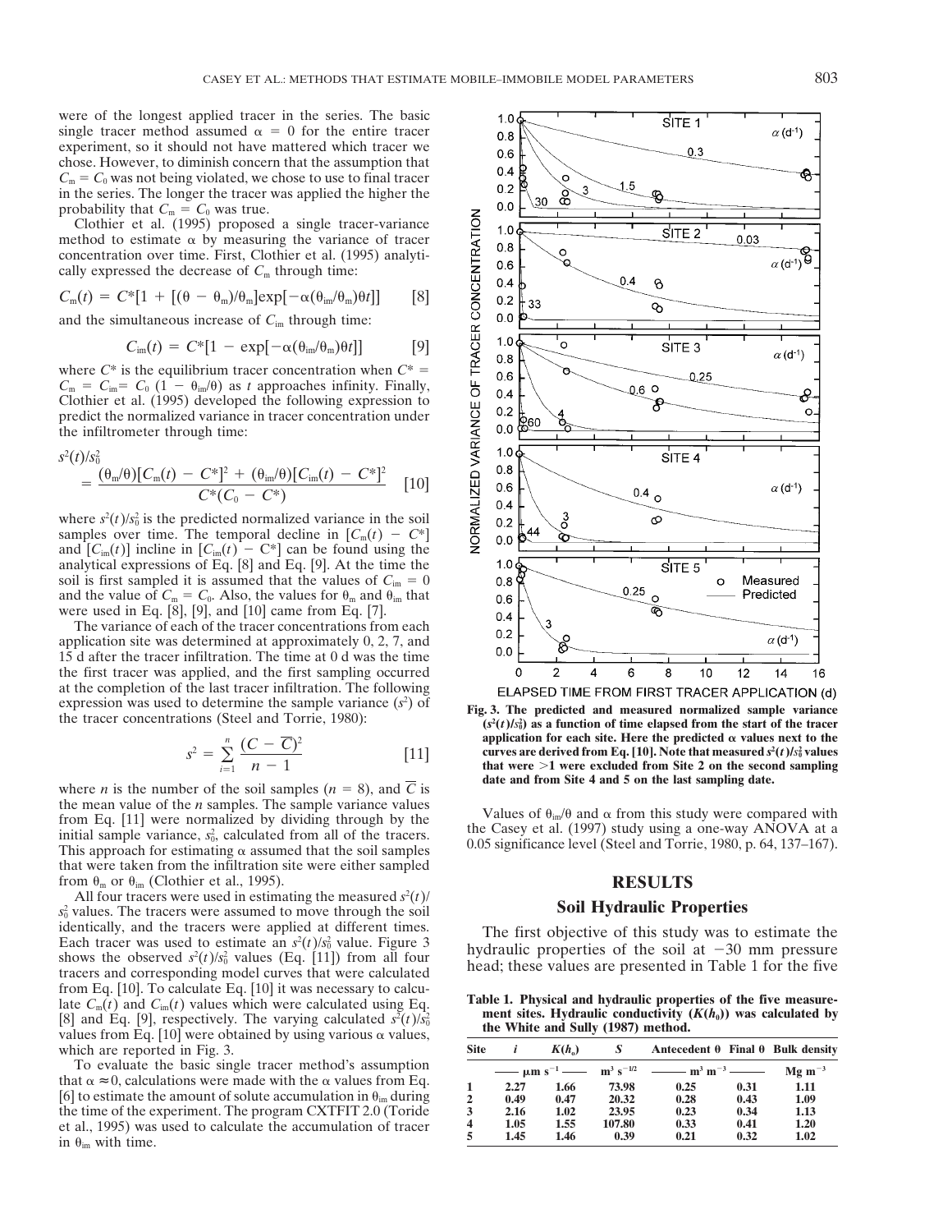were of the longest applied tracer in the series. The basic single tracer method assumed $\alpha = 0$ for the entire tracer experiment, so it should not have mattered which tracer we chose. However, to diminish concern that the assumption that $C_m = C_0$ was not being violated, we chose to use to final tracer in the series. The longer the tracer was applied the higher the probability that $C_m = C_0$ was true.

Clothier et al. (1995) proposed a single tracer-variance method to estimate $\alpha$ by measuring the variance of tracer concentration over time. First, Clothier et al. (1995) analytically expressed the decrease of $C_m$ through time:

$$C_m(t) = C^*[1 + [(\theta - \theta_m)/\theta_m]\exp[-\alpha(\theta_{im}/\theta_m)\theta t]] \quad [8]$$

and the simultaneous increase of $C_{im}$ through time:

$$C_{im}(t) = C^*[1 - \exp[-\alpha(\theta_{im}/\theta_m)\theta t]] \quad [9]$$

where $C^*$ is the equilibrium tracer concentration when $C^* = C_m = C_{im} = C_0\ (1 - \theta_{im}/\theta)$ as $t$ approaches infinity. Finally, Clothier et al. (1995) developed the following expression to predict the normalized variance in tracer concentration under the infiltrometer through time:

$$s^2(t)/s_0^2 = \frac{(\theta_m/\theta)[C_m(t) - C^*]^2 + (\theta_{im}/\theta)[C_{im}(t) - C^*]^2}{C^*(C_0 - C^*)} \quad [10]$$

where $s^2(t)/s_0^2$ is the predicted normalized variance in the soil samples over time. The temporal decline in $[C_m(t) - C^*]$ and $[C_{im}(t)]$ incline in $[C_{im}(t) - C^*]$ can be found using the analytical expressions of Eq. [8] and Eq. [9]. At the time the soil is first sampled it is assumed that the values of $C_{im} = 0$ and the value of $C_m = C_0$. Also, the values for $\theta_m$ and $\theta_{im}$ that were used in Eq. [8], [9], and [10] came from Eq. [7].

The variance of each of the tracer concentrations from each application site was determined at approximately 0, 2, 7, and 15 d after the tracer infiltration. The time at 0 d was the time the first tracer was applied, and the first sampling occurred at the completion of the last tracer infiltration. The following expression was used to determine the sample variance ($s^2$) of the tracer concentrations (Steel and Torrie, 1980):

$$s^2 = \sum_{i=1}^{n} \frac{(C - \overline{C})^2}{n - 1} \quad [11]$$

where $n$ is the number of the soil samples ($n = 8$), and $\overline{C}$ is the mean value of the $n$ samples. The sample variance values from Eq. [11] were normalized by dividing through by the initial sample variance, $s_0^2$, calculated from all of the tracers. This approach for estimating $\alpha$ assumed that the soil samples that were taken from the infiltration site were either sampled from $\theta_m$ or $\theta_{im}$ (Clothier et al., 1995).

All four tracers were used in estimating the measured $s^2(t)/s_0^2$ values. The tracers were assumed to move through the soil identically, and the tracers were applied at different times. Each tracer was used to estimate an $s^2(t)/s_0^2$ value. Figure 3 shows the observed $s^2(t)/s_0^2$ values (Eq. [11]) from all four tracers and corresponding model curves that were calculated from Eq. [10]. To calculate Eq. [10] it was necessary to calculate $C_m(t)$ and $C_{im}(t)$ values which were calculated using Eq. [8] and Eq. [9], respectively. The varying calculated $s^2(t)/s_0^2$ values from Eq. [10] were obtained by using various $\alpha$ values, which are reported in Fig. 3.

To evaluate the basic single tracer method's assumption that $\alpha \approx 0$, calculations were made with the $\alpha$ values from Eq. [6] to estimate the amount of solute accumulation in $\theta_{im}$ during the time of the experiment. The program CXTFIT 2.0 (Toride et al., 1995) was used to calculate the accumulation of tracer in $\theta_{im}$ with time.

**Fig. 3. The predicted and measured normalized sample variance ($s^2(t)/s_0^2$) as a function of time elapsed from the start of the tracer application for each site. Here the predicted $\alpha$ values next to the curves are derived from Eq. [10]. Note that measured $s^2(t)/s_0^2$ values that were >1 were excluded from Site 2 on the second sampling date and from Site 4 and 5 on the last sampling date.**

Values of $\theta_{im}/\theta$ and $\alpha$ from this study were compared with the Casey et al. (1997) study using a one-way ANOVA at a 0.05 significance level (Steel and Torrie, 1980, p. 64, 137–167).

## RESULTS

### Soil Hydraulic Properties

The first objective of this study was to estimate the hydraulic properties of the soil at −30 mm pressure head; these values are presented in Table 1 for the five

**Table 1. Physical and hydraulic properties of the five measurement sites. Hydraulic conductivity ($K(h_0)$) was calculated by the White and Sully (1987) method.**

| Site | $i$ | $K(h_o)$ | $S$ | Antecedent $\theta$ | Final $\theta$ | Bulk density |
|---|---|---|---|---|---|---|
| | $\mu$m s$^{-1}$ | | m$^3$ s$^{-1/2}$ | m$^3$ m$^{-3}$ | | Mg m$^{-3}$ |
| 1 | 2.27 | 1.66 | 73.98 | 0.25 | 0.31 | 1.11 |
| 2 | 0.49 | 0.47 | 20.32 | 0.28 | 0.43 | 1.09 |
| 3 | 2.16 | 1.02 | 23.95 | 0.23 | 0.34 | 1.13 |
| 4 | 1.05 | 1.55 | 107.80 | 0.33 | 0.41 | 1.20 |
| 5 | 1.45 | 1.46 | 0.39 | 0.21 | 0.32 | 1.02 |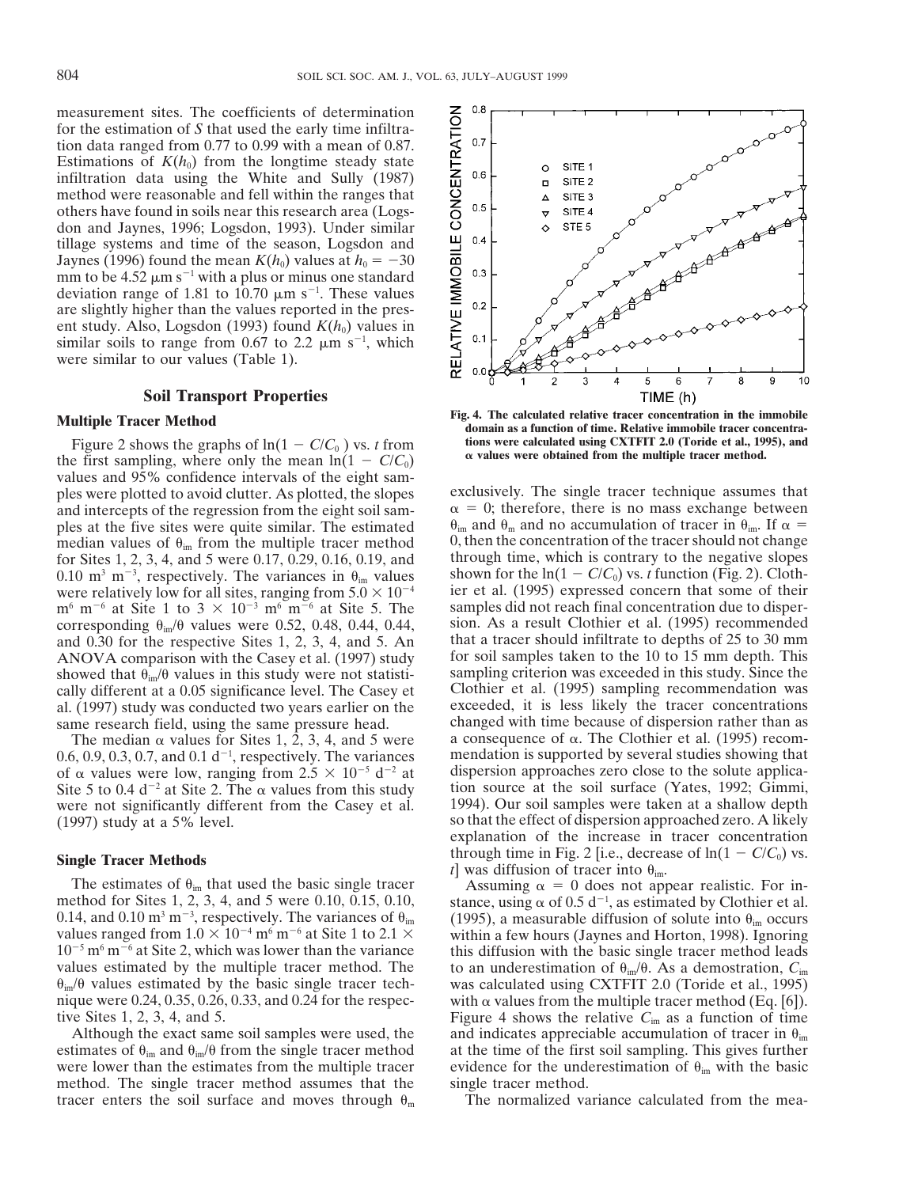measurement sites. The coefficients of determination for the estimation of $S$ that used the early time infiltration data ranged from 0.77 to 0.99 with a mean of 0.87. Estimations of $K(h_0)$ from the longtime steady state infiltration data using the White and Sully (1987) method were reasonable and fell within the ranges that others have found in soils near this research area (Logsdon and Jaynes, 1996; Logsdon, 1993). Under similar tillage systems and time of the season, Logsdon and Jaynes (1996) found the mean $K(h_0)$ values at $h_0 = -30$ mm to be 4.52 $\mu$m s$^{-1}$ with a plus or minus one standard deviation range of 1.81 to 10.70 $\mu$m s$^{-1}$. These values are slightly higher than the values reported in the present study. Also, Logsdon (1993) found $K(h_0)$ values in similar soils to range from 0.67 to 2.2 $\mu$m s$^{-1}$, which were similar to our values (Table 1).

## Soil Transport Properties

### Multiple Tracer Method

Figure 2 shows the graphs of $\ln(1 - C/C_0)$ vs. $t$ from the first sampling, where only the mean $\ln(1 - C/C_0)$ values and 95% confidence intervals of the eight samples were plotted to avoid clutter. As plotted, the slopes and intercepts of the regression from the eight soil samples at the five sites were quite similar. The estimated median values of $\theta_{im}$ from the multiple tracer method for Sites 1, 2, 3, 4, and 5 were 0.17, 0.29, 0.16, 0.19, and 0.10 m$^3$ m$^{-3}$, respectively. The variances in $\theta_{im}$ values were relatively low for all sites, ranging from $5.0 \times 10^{-4}$ m$^6$ m$^{-6}$ at Site 1 to $3 \times 10^{-3}$ m$^6$ m$^{-6}$ at Site 5. The corresponding $\theta_{im}/\theta$ values were 0.52, 0.48, 0.44, 0.44, and 0.30 for the respective Sites 1, 2, 3, 4, and 5. An ANOVA comparison with the Casey et al. (1997) study showed that $\theta_{im}/\theta$ values in this study were not statistically different at a 0.05 significance level. The Casey et al. (1997) study was conducted two years earlier on the same research field, using the same pressure head.

The median $\alpha$ values for Sites 1, 2, 3, 4, and 5 were 0.6, 0.9, 0.3, 0.7, and 0.1 d$^{-1}$, respectively. The variances of $\alpha$ values were low, ranging from $2.5 \times 10^{-5}$ d$^{-2}$ at Site 5 to 0.4 d$^{-2}$ at Site 2. The $\alpha$ values from this study were not significantly different from the Casey et al. (1997) study at a 5% level.

### Single Tracer Methods

The estimates of $\theta_{im}$ that used the basic single tracer method for Sites 1, 2, 3, 4, and 5 were 0.10, 0.15, 0.10, 0.14, and 0.10 m$^3$ m$^{-3}$, respectively. The variances of $\theta_{im}$ values ranged from $1.0 \times 10^{-4}$ m$^6$ m$^{-6}$ at Site 1 to $2.1 \times 10^{-5}$ m$^6$ m$^{-6}$ at Site 2, which was lower than the variance values estimated by the multiple tracer method. The $\theta_{im}/\theta$ values estimated by the basic single tracer technique were 0.24, 0.35, 0.26, 0.33, and 0.24 for the respective Sites 1, 2, 3, 4, and 5.

Although the exact same soil samples were used, the estimates of $\theta_{im}$ and $\theta_{im}/\theta$ from the single tracer method were lower than the estimates from the multiple tracer method. The single tracer method assumes that the tracer enters the soil surface and moves through $\theta_m$ exclusively. The single tracer technique assumes that $\alpha = 0$; therefore, there is no mass exchange between $\theta_{im}$ and $\theta_m$ and no accumulation of tracer in $\theta_{im}$. If $\alpha = 0$, then the concentration of the tracer should not change through time, which is contrary to the negative slopes shown for the $\ln(1 - C/C_0)$ vs. $t$ function (Fig. 2). Clothier et al. (1995) expressed concern that some of their samples did not reach final concentration due to dispersion. As a result Clothier et al. (1995) recommended that a tracer should infiltrate to depths of 25 to 30 mm for soil samples taken to the 10 to 15 mm depth. This sampling criterion was exceeded in this study. Since the Clothier et al. (1995) sampling recommendation was exceeded, it is less likely the tracer concentrations changed with time because of dispersion rather than as a consequence of $\alpha$. The Clothier et al. (1995) recommendation is supported by several studies showing that dispersion approaches zero close to the solute application source at the soil surface (Yates, 1992; Gimmi, 1994). Our soil samples were taken at a shallow depth so that the effect of dispersion approached zero. A likely explanation of the increase in tracer concentration through time in Fig. 2 [i.e., decrease of $\ln(1 - C/C_0)$ vs. $t$] was diffusion of tracer into $\theta_{im}$.

Fig. 4. The calculated relative tracer concentration in the immobile domain as a function of time. Relative immobile tracer concentrations were calculated using CXTFIT 2.0 (Toride et al., 1995), and $\alpha$ values were obtained from the multiple tracer method.

Assuming $\alpha = 0$ does not appear realistic. For instance, using $\alpha$ of 0.5 d$^{-1}$, as estimated by Clothier et al. (1995), a measurable diffusion of solute into $\theta_{im}$ occurs within a few hours (Jaynes and Horton, 1998). Ignoring this diffusion with the basic single tracer method leads to an underestimation of $\theta_{im}/\theta$. As a demostration, $C_{im}$ was calculated using CXTFIT 2.0 (Toride et al., 1995) with $\alpha$ values from the multiple tracer method (Eq. [6]). Figure 4 shows the relative $C_{im}$ as a function of time and indicates appreciable accumulation of tracer in $\theta_{im}$ at the time of the first soil sampling. This gives further evidence for the underestimation of $\theta_{im}$ with the basic single tracer method.

The normalized variance calculated from the mea-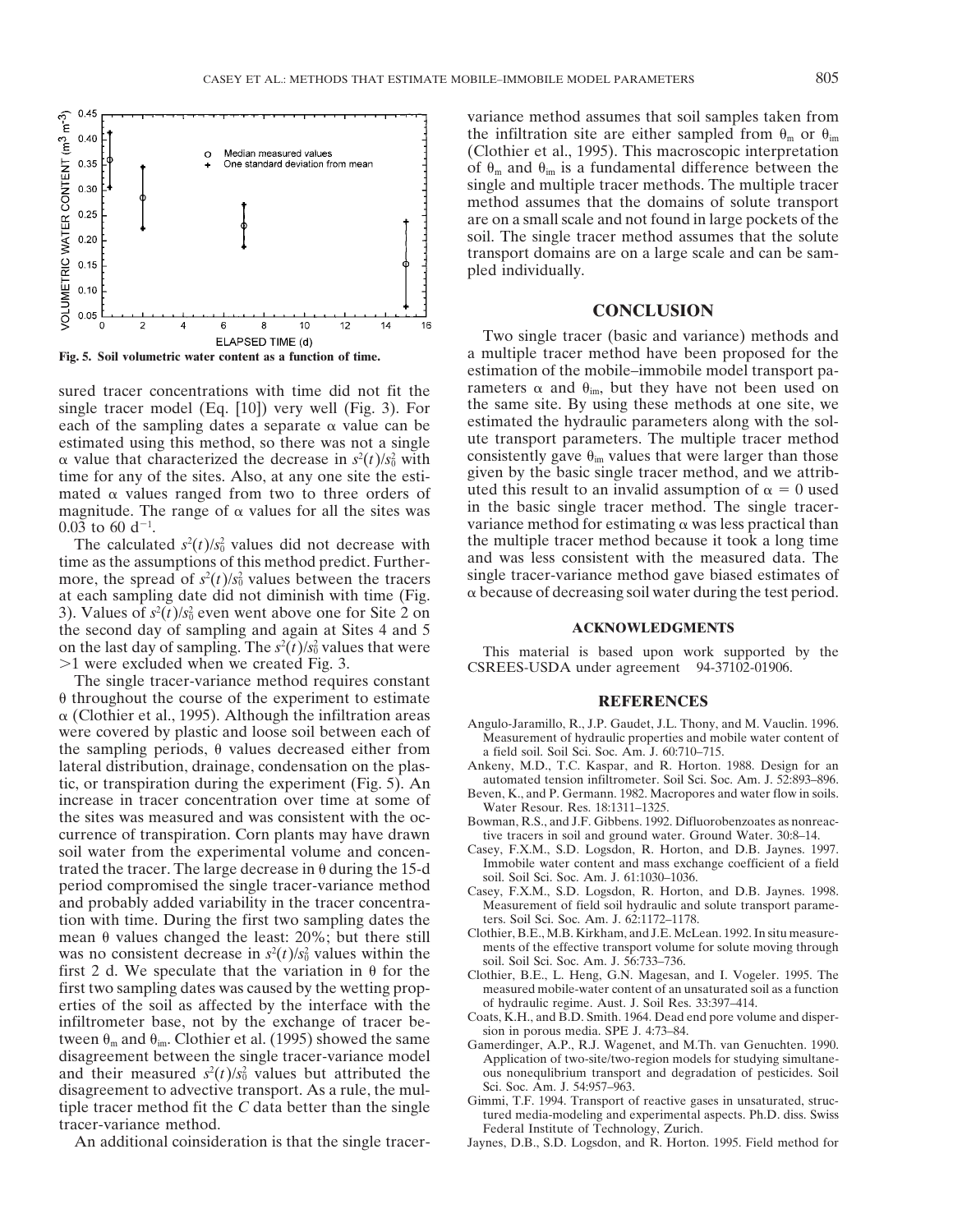Fig. 5. Soil volumetric water content as a function of time.

sured tracer concentrations with time did not fit the single tracer model (Eq. [10]) very well (Fig. 3). For each of the sampling dates a separate $\alpha$ value can be estimated using this method, so there was not a single $\alpha$ value that characterized the decrease in $s^2(t)/s_0^2$ with time for any of the sites. Also, at any one site the estimated $\alpha$ values ranged from two to three orders of magnitude. The range of $\alpha$ values for all the sites was 0.03 to 60 $d^{-1}$.

The calculated $s^2(t)/s_0^2$ values did not decrease with time as the assumptions of this method predict. Furthermore, the spread of $s^2(t)/s_0^2$ values between the tracers at each sampling date did not diminish with time (Fig. 3). Values of $s^2(t)/s_0^2$ even went above one for Site 2 on the second day of sampling and again at Sites 4 and 5 on the last day of sampling. The $s^2(t)/s_0^2$ values that were >1 were excluded when we created Fig. 3.

The single tracer-variance method requires constant $\theta$ throughout the course of the experiment to estimate $\alpha$ (Clothier et al., 1995). Although the infiltration areas were covered by plastic and loose soil between each of the sampling periods, $\theta$ values decreased either from lateral distribution, drainage, condensation on the plastic, or transpiration during the experiment (Fig. 5). An increase in tracer concentration over time at some of the sites was measured and was consistent with the occurrence of transpiration. Corn plants may have drawn soil water from the experimental volume and concentrated the tracer. The large decrease in $\theta$ during the 15-d period compromised the single tracer-variance method and probably added variability in the tracer concentration with time. During the first two sampling dates the mean $\theta$ values changed the least: 20%; but there still was no consistent decrease in $s^2(t)/s_0^2$ values within the first 2 d. We speculate that the variation in $\theta$ for the first two sampling dates was caused by the wetting properties of the soil as affected by the interface with the infiltrometer base, not by the exchange of tracer between $\theta_m$ and $\theta_{im}$. Clothier et al. (1995) showed the same disagreement between the single tracer-variance model and their measured $s^2(t)/s_0^2$ values but attributed the disagreement to advective transport. As a rule, the multiple tracer method fit the *C* data better than the single tracer-variance method.

An additional coinsideration is that the single tracer-variance method assumes that soil samples taken from the infiltration site are either sampled from $\theta_m$ or $\theta_{im}$ (Clothier et al., 1995). This macroscopic interpretation of $\theta_m$ and $\theta_{im}$ is a fundamental difference between the single and multiple tracer methods. The multiple tracer method assumes that the domains of solute transport are on a small scale and not found in large pockets of the soil. The single tracer method assumes that the solute transport domains are on a large scale and can be sampled individually.

## CONCLUSION

Two single tracer (basic and variance) methods and a multiple tracer method have been proposed for the estimation of the mobile–immobile model transport parameters $\alpha$ and $\theta_{im}$, but they have not been used on the same site. By using these methods at one site, we estimated the hydraulic parameters along with the solute transport parameters. The multiple tracer method consistently gave $\theta_{im}$ values that were larger than those given by the basic single tracer method, and we attributed this result to an invalid assumption of $\alpha = 0$ used in the basic single tracer method. The single tracer-variance method for estimating $\alpha$ was less practical than the multiple tracer method because it took a long time and was less consistent with the measured data. The single tracer-variance method gave biased estimates of $\alpha$ because of decreasing soil water during the test period.

## ACKNOWLEDGMENTS

This material is based upon work supported by the CSREES-USDA under agreement 94-37102-01906.

## REFERENCES

Angulo-Jaramillo, R., J.P. Gaudet, J.L. Thony, and M. Vauclin. 1996. Measurement of hydraulic properties and mobile water content of a field soil. Soil Sci. Soc. Am. J. 60:710–715.

Ankeny, M.D., T.C. Kaspar, and R. Horton. 1988. Design for an automated tension infiltrometer. Soil Sci. Soc. Am. J. 52:893–896.

Beven, K., and P. Germann. 1982. Macropores and water flow in soils. Water Resour. Res. 18:1311–1325.

Bowman, R.S., and J.F. Gibbens. 1992. Difluorobenzoates as nonreactive tracers in soil and ground water. Ground Water. 30:8–14.

Casey, F.X.M., S.D. Logsdon, R. Horton, and D.B. Jaynes. 1997. Immobile water content and mass exchange coefficient of a field soil. Soil Sci. Soc. Am. J. 61:1030–1036.

Casey, F.X.M., S.D. Logsdon, R. Horton, and D.B. Jaynes. 1998. Measurement of field soil hydraulic and solute transport parameters. Soil Sci. Soc. Am. J. 62:1172–1178.

Clothier, B.E., M.B. Kirkham, and J.E. McLean. 1992. In situ measurements of the effective transport volume for solute moving through soil. Soil Sci. Soc. Am. J. 56:733–736.

Clothier, B.E., L. Heng, G.N. Magesan, and I. Vogeler. 1995. The measured mobile-water content of an unsaturated soil as a function of hydraulic regime. Aust. J. Soil Res. 33:397–414.

Coats, K.H., and B.D. Smith. 1964. Dead end pore volume and dispersion in porous media. SPE J. 4:73–84.

Gamerdinger, A.P., R.J. Wagenet, and M.Th. van Genuchten. 1990. Application of two-site/two-region models for studying simultaneous nonequlibrium transport and degradation of pesticides. Soil Sci. Soc. Am. J. 54:957–963.

Gimmi, T.F. 1994. Transport of reactive gases in unsaturated, structured media-modeling and experimental aspects. Ph.D. diss. Swiss Federal Institute of Technology, Zurich.

Jaynes, D.B., S.D. Logsdon, and R. Horton. 1995. Field method for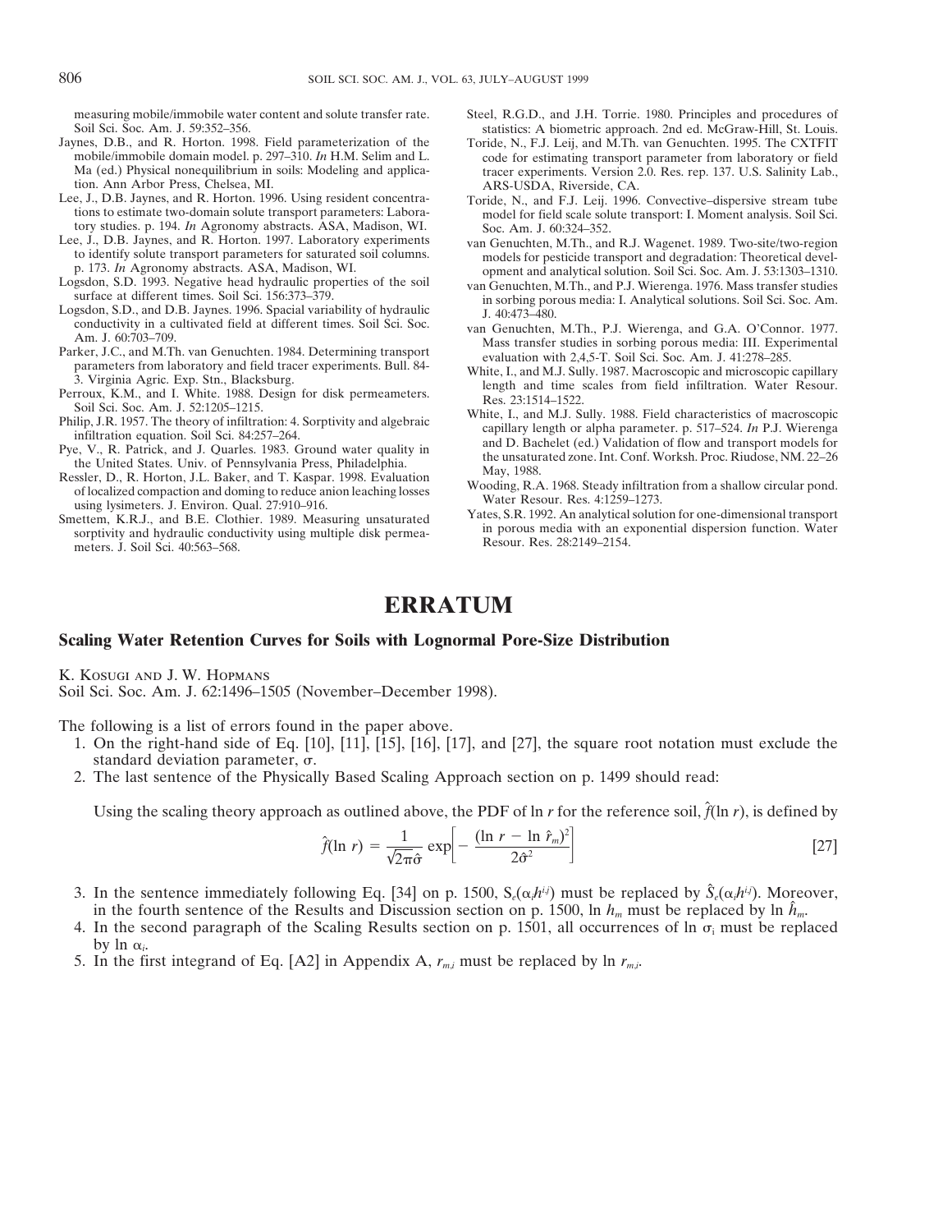measuring mobile/immobile water content and solute transfer rate. Soil Sci. Soc. Am. J. 59:352–356.

Jaynes, D.B., and R. Horton. 1998. Field parameterization of the mobile/immobile domain model. p. 297–310. *In* H.M. Selim and L. Ma (ed.) Physical nonequilibrium in soils: Modeling and application. Ann Arbor Press, Chelsea, MI.

Lee, J., D.B. Jaynes, and R. Horton. 1996. Using resident concentrations to estimate two-domain solute transport parameters: Laboratory studies. p. 194. *In* Agronomy abstracts. ASA, Madison, WI.

Lee, J., D.B. Jaynes, and R. Horton. 1997. Laboratory experiments to identify solute transport parameters for saturated soil columns. p. 173. *In* Agronomy abstracts. ASA, Madison, WI.

Logsdon, S.D. 1993. Negative head hydraulic properties of the soil surface at different times. Soil Sci. 156:373–379.

Logsdon, S.D., and D.B. Jaynes. 1996. Spacial variability of hydraulic conductivity in a cultivated field at different times. Soil Sci. Soc. Am. J. 60:703–709.

Parker, J.C., and M.Th. van Genuchten. 1984. Determining transport parameters from laboratory and field tracer experiments. Bull. 84-3. Virginia Agric. Exp. Stn., Blacksburg.

Perroux, K.M., and I. White. 1988. Design for disk permeameters. Soil Sci. Soc. Am. J. 52:1205–1215.

Philip, J.R. 1957. The theory of infiltration: 4. Sorptivity and algebraic infiltration equation. Soil Sci. 84:257–264.

Pye, V., R. Patrick, and J. Quarles. 1983. Ground water quality in the United States. Univ. of Pennsylvania Press, Philadelphia.

Ressler, D., R. Horton, J.L. Baker, and T. Kaspar. 1998. Evaluation of localized compaction and doming to reduce anion leaching losses using lysimeters. J. Environ. Qual. 27:910–916.

Smettem, K.R.J., and B.E. Clothier. 1989. Measuring unsaturated sorptivity and hydraulic conductivity using multiple disk permeameters. J. Soil Sci. 40:563–568.

Steel, R.G.D., and J.H. Torrie. 1980. Principles and procedures of statistics: A biometric approach. 2nd ed. McGraw-Hill, St. Louis.

Toride, N., F.J. Leij, and M.Th. van Genuchten. 1995. The CXTFIT code for estimating transport parameter from laboratory or field tracer experiments. Version 2.0. Res. rep. 137. U.S. Salinity Lab., ARS-USDA, Riverside, CA.

Toride, N., and F.J. Leij. 1996. Convective–dispersive stream tube model for field scale solute transport: I. Moment analysis. Soil Sci. Soc. Am. J. 60:324–352.

van Genuchten, M.Th., and R.J. Wagenet. 1989. Two-site/two-region models for pesticide transport and degradation: Theoretical development and analytical solution. Soil Sci. Soc. Am. J. 53:1303–1310.

van Genuchten, M.Th., and P.J. Wierenga. 1976. Mass transfer studies in sorbing porous media: I. Analytical solutions. Soil Sci. Soc. Am. J. 40:473–480.

van Genuchten, M.Th., P.J. Wierenga, and G.A. O'Connor. 1977. Mass transfer studies in sorbing porous media: III. Experimental evaluation with 2,4,5-T. Soil Sci. Soc. Am. J. 41:278–285.

White, I., and M.J. Sully. 1987. Macroscopic and microscopic capillary length and time scales from field infiltration. Water Resour. Res. 23:1514–1522.

White, I., and M.J. Sully. 1988. Field characteristics of macroscopic capillary length or alpha parameter. p. 517–524. *In* P.J. Wierenga and D. Bachelet (ed.) Validation of flow and transport models for the unsaturated zone. Int. Conf. Worksh. Proc. Riudose, NM. 22–26 May, 1988.

Wooding, R.A. 1968. Steady infiltration from a shallow circular pond. Water Resour. Res. 4:1259–1273.

Yates, S.R. 1992. An analytical solution for one-dimensional transport in porous media with an exponential dispersion function. Water Resour. Res. 28:2149–2154.

# ERRATUM

## Scaling Water Retention Curves for Soils with Lognormal Pore-Size Distribution

K. Kosugi and J. W. Hopmans

Soil Sci. Soc. Am. J. 62:1496–1505 (November–December 1998).

The following is a list of errors found in the paper above.

1. On the right-hand side of Eq. [10], [11], [15], [16], [17], and [27], the square root notation must exclude the standard deviation parameter, $\sigma$.
2. The last sentence of the Physically Based Scaling Approach section on p. 1499 should read:

   Using the scaling theory approach as outlined above, the PDF of ln *r* for the reference soil, $\hat{f}(\ln r)$, is defined by

   $$\hat{f}(\ln r) = \frac{1}{\sqrt{2\pi}\hat{\sigma}} \exp\left[-\frac{(\ln r - \ln \hat{r}_m)^2}{2\hat{\sigma}^2}\right] \qquad [27]$$

3. In the sentence immediately following Eq. [34] on p. 1500, $S_e(\alpha_i h^{i,j})$ must be replaced by $\hat{S}_e(\alpha_i h^{i,j})$. Moreover, in the fourth sentence of the Results and Discussion section on p. 1500, $\ln h_m$ must be replaced by $\ln \hat{h}_m$.
4. In the second paragraph of the Scaling Results section on p. 1501, all occurrences of $\ln \sigma_i$ must be replaced by $\ln \alpha_i$.
5. In the first integrand of Eq. [A2] in Appendix A, $r_{m,i}$ must be replaced by $\ln r_{m,i}$.